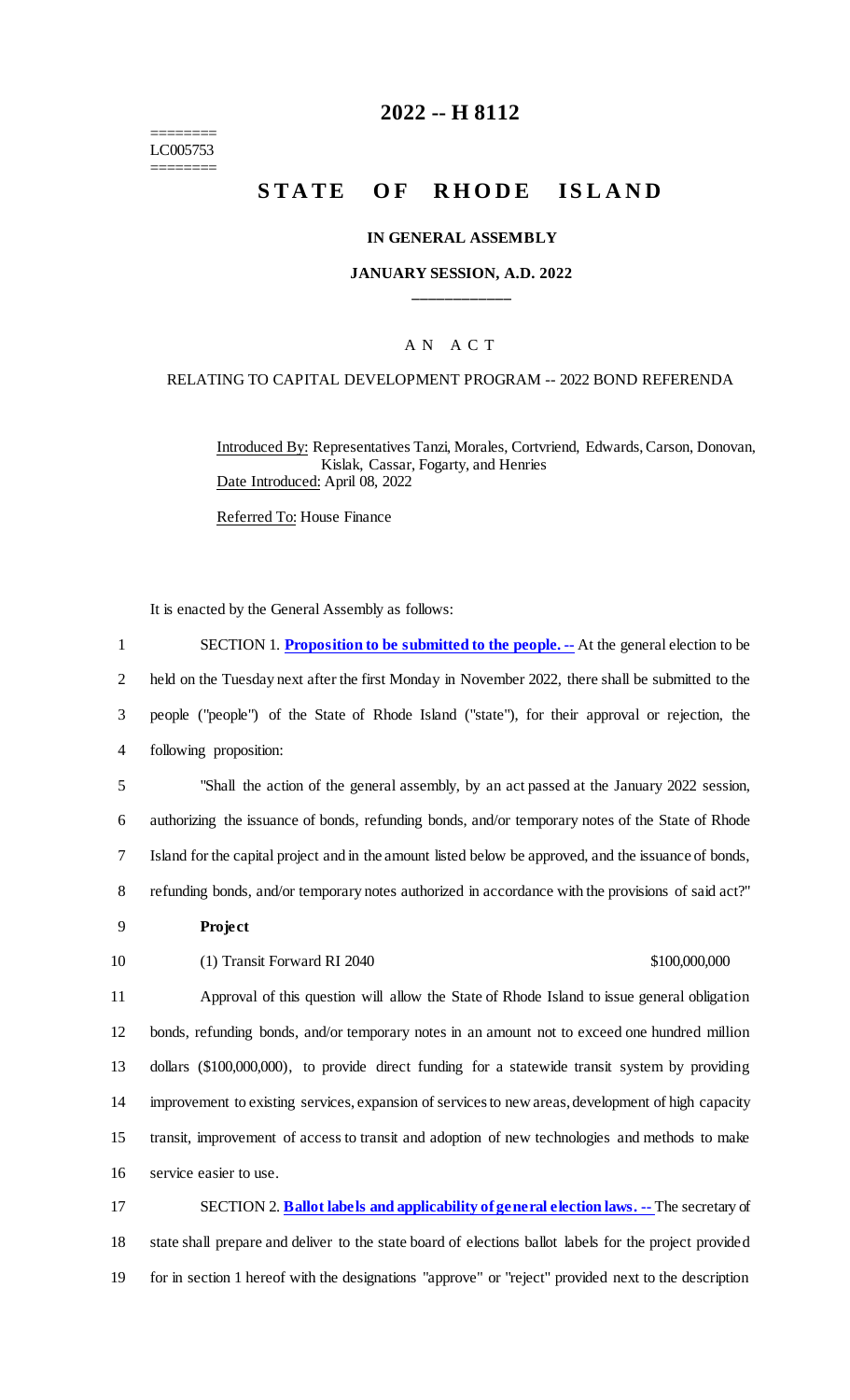========
LC005753
========

# 2022 -- H 8112

# STATE OF RHODE ISLAND

## IN GENERAL ASSEMBLY

### JANUARY SESSION, A.D. 2022

____________

A N A C T

RELATING TO CAPITAL DEVELOPMENT PROGRAM -- 2022 BOND REFERENDA

Introduced By: Representatives Tanzi, Morales, Cortvriend, Edwards, Carson, Donovan, Kislak, Cassar, Fogarty, and Henries

Date Introduced: April 08, 2022

Referred To: House Finance

It is enacted by the General Assembly as follows:

1 SECTION 1. **Proposition to be submitted to the people. --** At the general election to be
2 held on the Tuesday next after the first Monday in November 2022, there shall be submitted to the
3 people ("people") of the State of Rhode Island ("state"), for their approval or rejection, the
4 following proposition:

5 "Shall the action of the general assembly, by an act passed at the January 2022 session,
6 authorizing the issuance of bonds, refunding bonds, and/or temporary notes of the State of Rhode
7 Island for the capital project and in the amount listed below be approved, and the issuance of bonds,
8 refunding bonds, and/or temporary notes authorized in accordance with the provisions of said act?"

9 **Project**

10 (1) Transit Forward RI 2040 $100,000,000

11 Approval of this question will allow the State of Rhode Island to issue general obligation
12 bonds, refunding bonds, and/or temporary notes in an amount not to exceed one hundred million
13 dollars ($100,000,000), to provide direct funding for a statewide transit system by providing
14 improvement to existing services, expansion of services to new areas, development of high capacity
15 transit, improvement of access to transit and adoption of new technologies and methods to make
16 service easier to use.

17 SECTION 2. **Ballot labels and applicability of general election laws. --** The secretary of
18 state shall prepare and deliver to the state board of elections ballot labels for the project provided
19 for in section 1 hereof with the designations "approve" or "reject" provided next to the description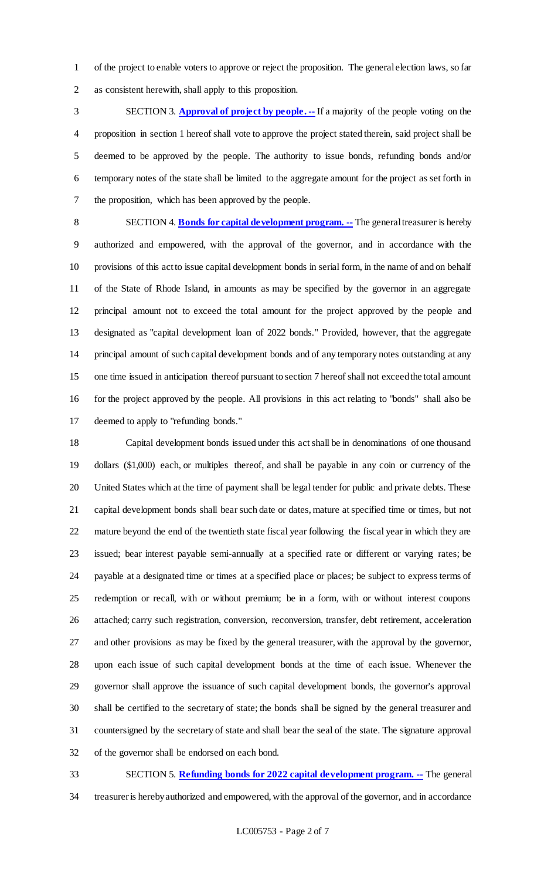of the project to enable voters to approve or reject the proposition. The general election laws, so far as consistent herewith, shall apply to this proposition.

SECTION 3. **Approval of project by people. --** If a majority of the people voting on the proposition in section 1 hereof shall vote to approve the project stated therein, said project shall be deemed to be approved by the people. The authority to issue bonds, refunding bonds and/or temporary notes of the state shall be limited to the aggregate amount for the project as set forth in the proposition, which has been approved by the people.

SECTION 4. **Bonds for capital development program. --** The general treasurer is hereby authorized and empowered, with the approval of the governor, and in accordance with the provisions of this act to issue capital development bonds in serial form, in the name of and on behalf of the State of Rhode Island, in amounts as may be specified by the governor in an aggregate principal amount not to exceed the total amount for the project approved by the people and designated as "capital development loan of 2022 bonds." Provided, however, that the aggregate principal amount of such capital development bonds and of any temporary notes outstanding at any one time issued in anticipation thereof pursuant to section 7 hereof shall not exceed the total amount for the project approved by the people. All provisions in this act relating to "bonds" shall also be deemed to apply to "refunding bonds."

Capital development bonds issued under this act shall be in denominations of one thousand dollars ($1,000) each, or multiples thereof, and shall be payable in any coin or currency of the United States which at the time of payment shall be legal tender for public and private debts. These capital development bonds shall bear such date or dates, mature at specified time or times, but not mature beyond the end of the twentieth state fiscal year following the fiscal year in which they are issued; bear interest payable semi-annually at a specified rate or different or varying rates; be payable at a designated time or times at a specified place or places; be subject to express terms of redemption or recall, with or without premium; be in a form, with or without interest coupons attached; carry such registration, conversion, reconversion, transfer, debt retirement, acceleration and other provisions as may be fixed by the general treasurer, with the approval by the governor, upon each issue of such capital development bonds at the time of each issue. Whenever the governor shall approve the issuance of such capital development bonds, the governor's approval shall be certified to the secretary of state; the bonds shall be signed by the general treasurer and countersigned by the secretary of state and shall bear the seal of the state. The signature approval of the governor shall be endorsed on each bond.

SECTION 5. **Refunding bonds for 2022 capital development program. --** The general treasurer is hereby authorized and empowered, with the approval of the governor, and in accordance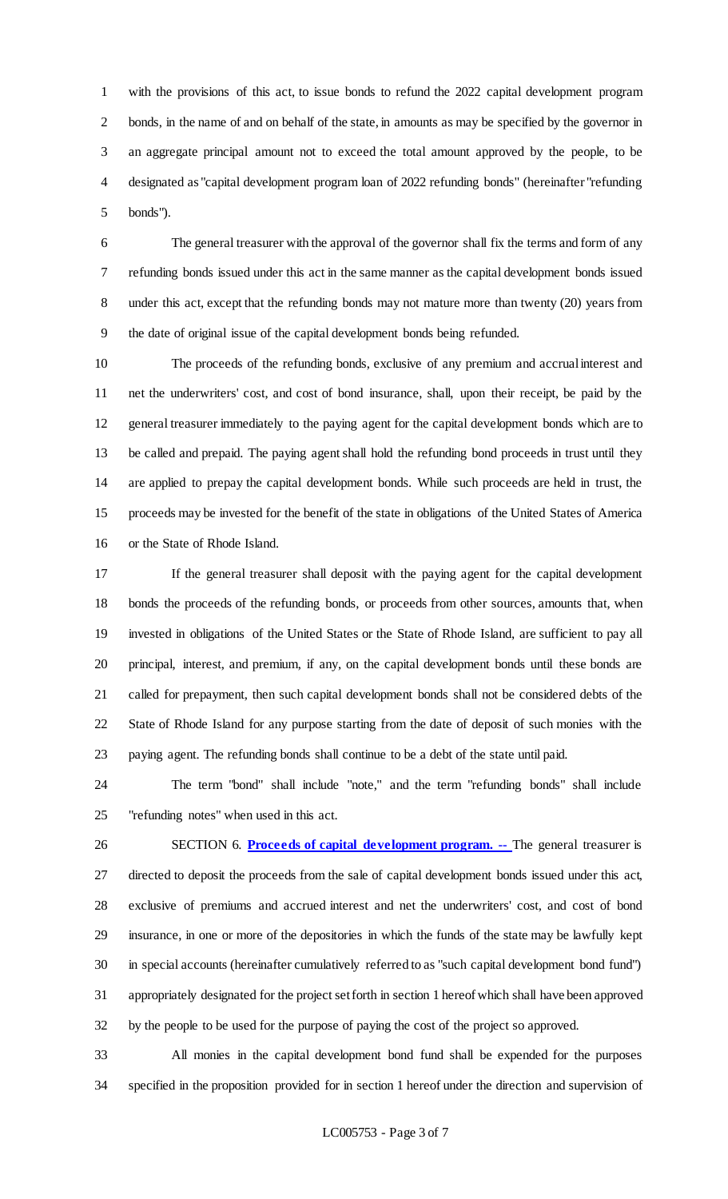with the provisions of this act, to issue bonds to refund the 2022 capital development program bonds, in the name of and on behalf of the state, in amounts as may be specified by the governor in an aggregate principal amount not to exceed the total amount approved by the people, to be designated as "capital development program loan of 2022 refunding bonds" (hereinafter "refunding bonds").

The general treasurer with the approval of the governor shall fix the terms and form of any refunding bonds issued under this act in the same manner as the capital development bonds issued under this act, except that the refunding bonds may not mature more than twenty (20) years from the date of original issue of the capital development bonds being refunded.

The proceeds of the refunding bonds, exclusive of any premium and accrual interest and net the underwriters' cost, and cost of bond insurance, shall, upon their receipt, be paid by the general treasurer immediately to the paying agent for the capital development bonds which are to be called and prepaid. The paying agent shall hold the refunding bond proceeds in trust until they are applied to prepay the capital development bonds. While such proceeds are held in trust, the proceeds may be invested for the benefit of the state in obligations of the United States of America or the State of Rhode Island.

If the general treasurer shall deposit with the paying agent for the capital development bonds the proceeds of the refunding bonds, or proceeds from other sources, amounts that, when invested in obligations of the United States or the State of Rhode Island, are sufficient to pay all principal, interest, and premium, if any, on the capital development bonds until these bonds are called for prepayment, then such capital development bonds shall not be considered debts of the State of Rhode Island for any purpose starting from the date of deposit of such monies with the paying agent. The refunding bonds shall continue to be a debt of the state until paid.

The term "bond" shall include "note," and the term "refunding bonds" shall include "refunding notes" when used in this act.

SECTION 6. **Proceeds of capital development program. --** The general treasurer is directed to deposit the proceeds from the sale of capital development bonds issued under this act, exclusive of premiums and accrued interest and net the underwriters' cost, and cost of bond insurance, in one or more of the depositories in which the funds of the state may be lawfully kept in special accounts (hereinafter cumulatively referred to as "such capital development bond fund") appropriately designated for the project set forth in section 1 hereof which shall have been approved by the people to be used for the purpose of paying the cost of the project so approved.

All monies in the capital development bond fund shall be expended for the purposes specified in the proposition provided for in section 1 hereof under the direction and supervision of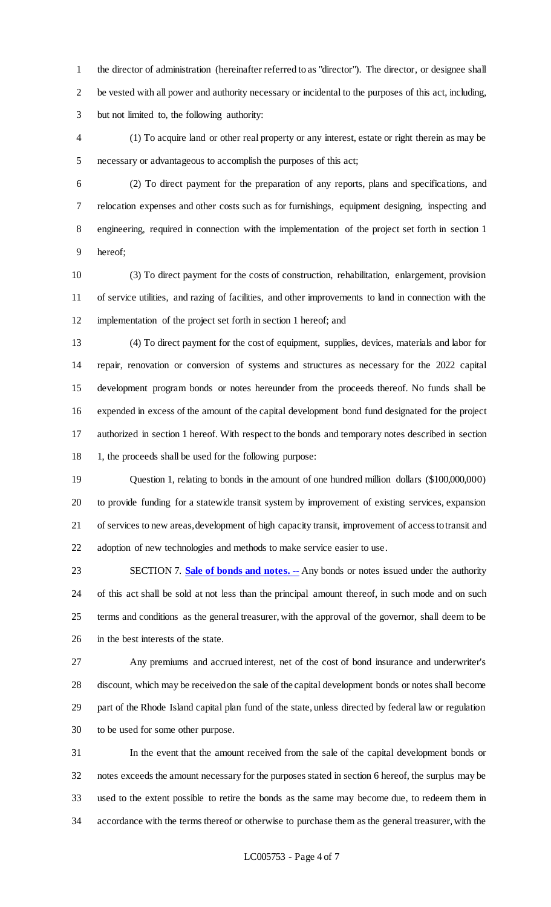the director of administration (hereinafter referred to as "director"). The director, or designee shall be vested with all power and authority necessary or incidental to the purposes of this act, including, but not limited to, the following authority:

(1) To acquire land or other real property or any interest, estate or right therein as may be necessary or advantageous to accomplish the purposes of this act;

(2) To direct payment for the preparation of any reports, plans and specifications, and relocation expenses and other costs such as for furnishings, equipment designing, inspecting and engineering, required in connection with the implementation of the project set forth in section 1 hereof;

(3) To direct payment for the costs of construction, rehabilitation, enlargement, provision of service utilities, and razing of facilities, and other improvements to land in connection with the implementation of the project set forth in section 1 hereof; and

(4) To direct payment for the cost of equipment, supplies, devices, materials and labor for repair, renovation or conversion of systems and structures as necessary for the 2022 capital development program bonds or notes hereunder from the proceeds thereof. No funds shall be expended in excess of the amount of the capital development bond fund designated for the project authorized in section 1 hereof. With respect to the bonds and temporary notes described in section 1, the proceeds shall be used for the following purpose:

Question 1, relating to bonds in the amount of one hundred million dollars ($100,000,000) to provide funding for a statewide transit system by improvement of existing services, expansion of services to new areas, development of high capacity transit, improvement of access to transit and adoption of new technologies and methods to make service easier to use.

SECTION 7. **Sale of bonds and notes. --** Any bonds or notes issued under the authority of this act shall be sold at not less than the principal amount thereof, in such mode and on such terms and conditions as the general treasurer, with the approval of the governor, shall deem to be in the best interests of the state.

Any premiums and accrued interest, net of the cost of bond insurance and underwriter's discount, which may be received on the sale of the capital development bonds or notes shall become part of the Rhode Island capital plan fund of the state, unless directed by federal law or regulation to be used for some other purpose.

In the event that the amount received from the sale of the capital development bonds or notes exceeds the amount necessary for the purposes stated in section 6 hereof, the surplus may be used to the extent possible to retire the bonds as the same may become due, to redeem them in accordance with the terms thereof or otherwise to purchase them as the general treasurer, with the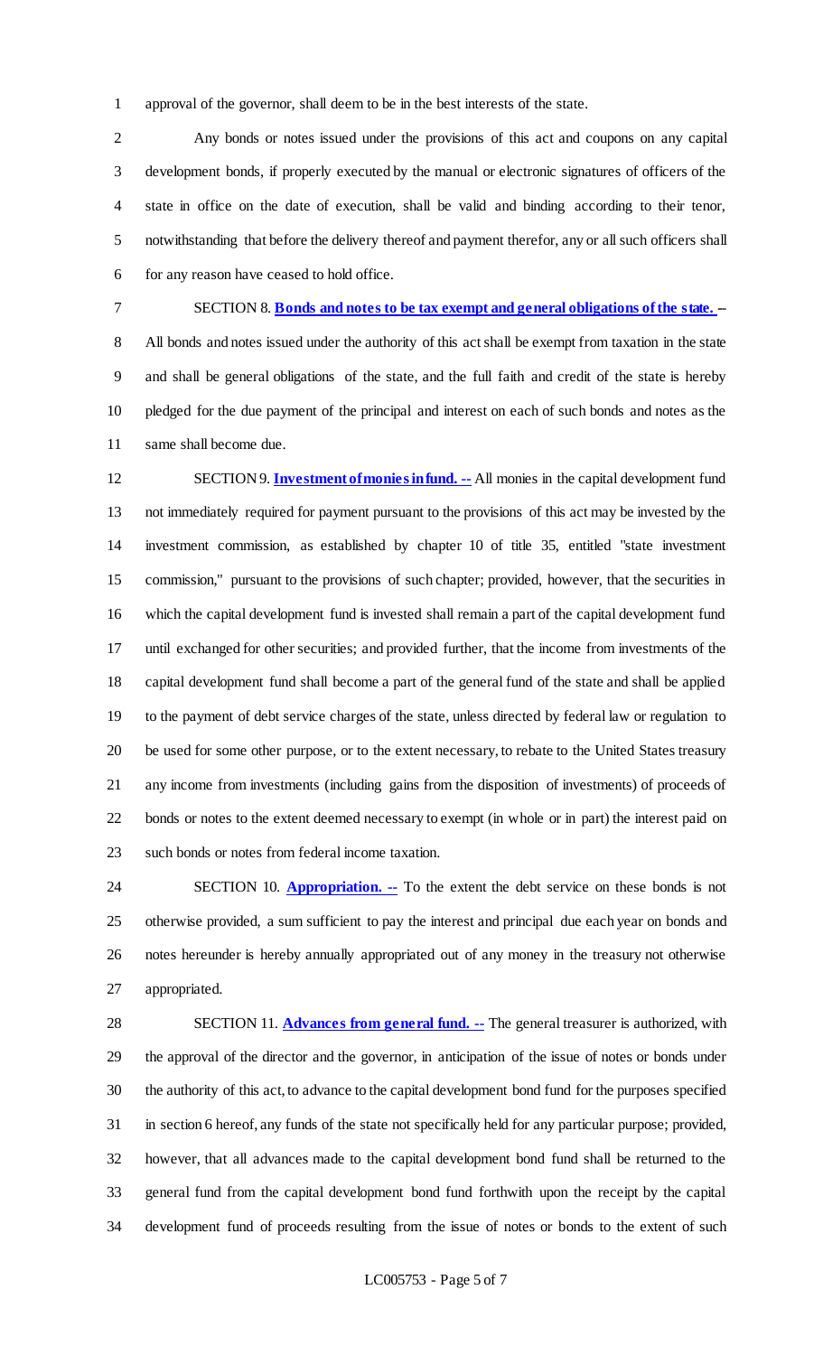approval of the governor, shall deem to be in the best interests of the state.

Any bonds or notes issued under the provisions of this act and coupons on any capital development bonds, if properly executed by the manual or electronic signatures of officers of the state in office on the date of execution, shall be valid and binding according to their tenor, notwithstanding that before the delivery thereof and payment therefor, any or all such officers shall for any reason have ceased to hold office.

SECTION 8. **Bonds and notes to be tax exempt and general obligations of the state. --** All bonds and notes issued under the authority of this act shall be exempt from taxation in the state and shall be general obligations of the state, and the full faith and credit of the state is hereby pledged for the due payment of the principal and interest on each of such bonds and notes as the same shall become due.

SECTION 9. **Investment of monies in fund. --** All monies in the capital development fund not immediately required for payment pursuant to the provisions of this act may be invested by the investment commission, as established by chapter 10 of title 35, entitled "state investment commission," pursuant to the provisions of such chapter; provided, however, that the securities in which the capital development fund is invested shall remain a part of the capital development fund until exchanged for other securities; and provided further, that the income from investments of the capital development fund shall become a part of the general fund of the state and shall be applied to the payment of debt service charges of the state, unless directed by federal law or regulation to be used for some other purpose, or to the extent necessary, to rebate to the United States treasury any income from investments (including gains from the disposition of investments) of proceeds of bonds or notes to the extent deemed necessary to exempt (in whole or in part) the interest paid on such bonds or notes from federal income taxation.

SECTION 10. **Appropriation. --** To the extent the debt service on these bonds is not otherwise provided, a sum sufficient to pay the interest and principal due each year on bonds and notes hereunder is hereby annually appropriated out of any money in the treasury not otherwise appropriated.

SECTION 11. **Advances from general fund. --** The general treasurer is authorized, with the approval of the director and the governor, in anticipation of the issue of notes or bonds under the authority of this act, to advance to the capital development bond fund for the purposes specified in section 6 hereof, any funds of the state not specifically held for any particular purpose; provided, however, that all advances made to the capital development bond fund shall be returned to the general fund from the capital development bond fund forthwith upon the receipt by the capital development fund of proceeds resulting from the issue of notes or bonds to the extent of such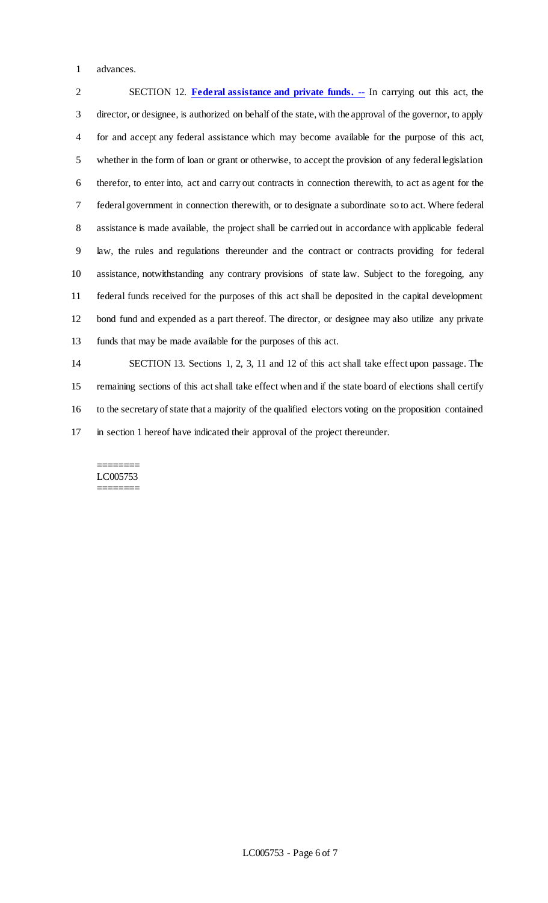advances.

SECTION 12. **Federal assistance and private funds. --** In carrying out this act, the director, or designee, is authorized on behalf of the state, with the approval of the governor, to apply for and accept any federal assistance which may become available for the purpose of this act, whether in the form of loan or grant or otherwise, to accept the provision of any federal legislation therefor, to enter into, act and carry out contracts in connection therewith, to act as agent for the federal government in connection therewith, or to designate a subordinate so to act. Where federal assistance is made available, the project shall be carried out in accordance with applicable federal law, the rules and regulations thereunder and the contract or contracts providing for federal assistance, notwithstanding any contrary provisions of state law. Subject to the foregoing, any federal funds received for the purposes of this act shall be deposited in the capital development bond fund and expended as a part thereof. The director, or designee may also utilize any private funds that may be made available for the purposes of this act.

SECTION 13. Sections 1, 2, 3, 11 and 12 of this act shall take effect upon passage. The remaining sections of this act shall take effect when and if the state board of elections shall certify to the secretary of state that a majority of the qualified electors voting on the proposition contained in section 1 hereof have indicated their approval of the project thereunder.

========
LC005753
========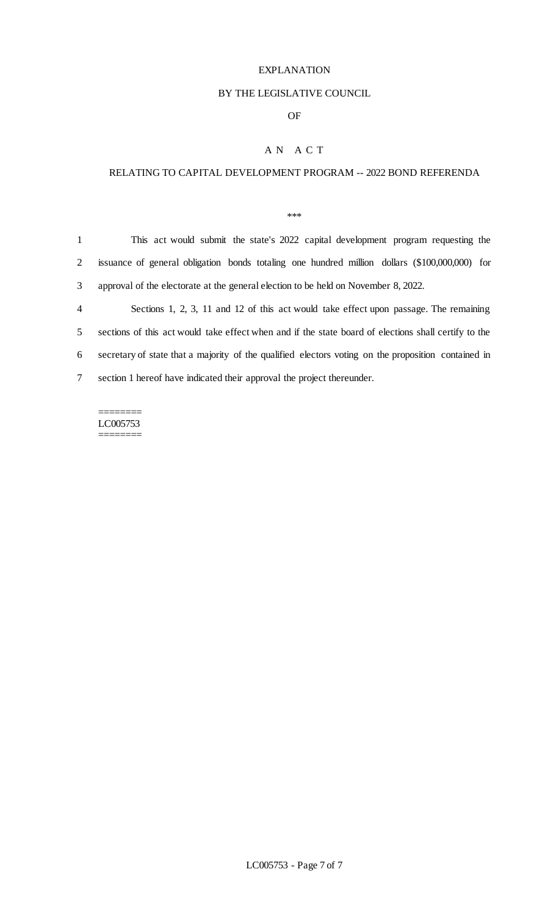EXPLANATION

BY THE LEGISLATIVE COUNCIL

OF

A N A C T

RELATING TO CAPITAL DEVELOPMENT PROGRAM -- 2022 BOND REFERENDA

\*\*\*

This act would submit the state's 2022 capital development program requesting the issuance of general obligation bonds totaling one hundred million dollars ($100,000,000) for approval of the electorate at the general election to be held on November 8, 2022.

Sections 1, 2, 3, 11 and 12 of this act would take effect upon passage. The remaining sections of this act would take effect when and if the state board of elections shall certify to the secretary of state that a majority of the qualified electors voting on the proposition contained in section 1 hereof have indicated their approval the project thereunder.

========
LC005753
========